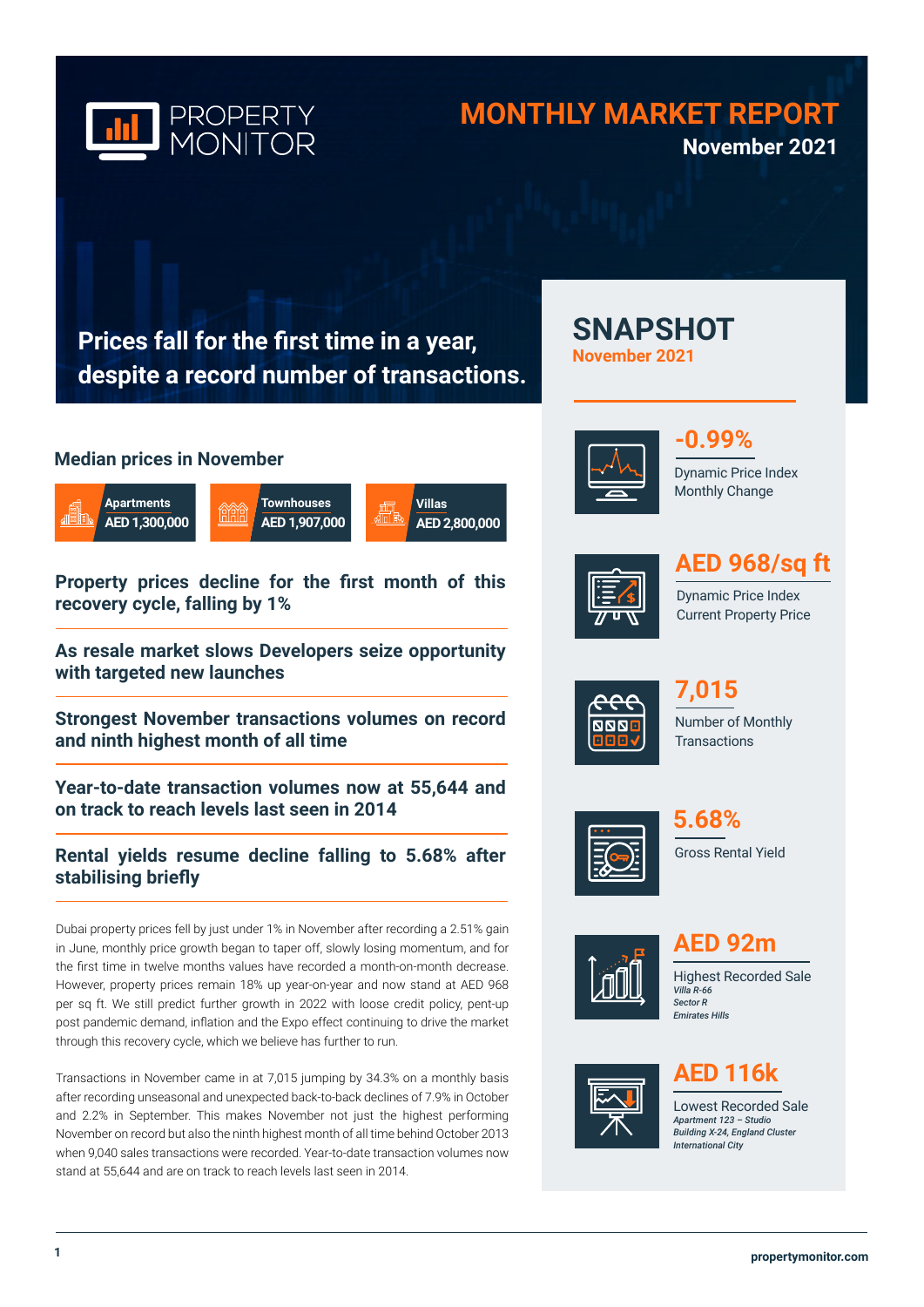PROPERTY MONITOR

# MONTHLY MARKET REPORT

**November 2021**

## Prices fall for the first time in a year, despite a record number of transactions.

### Median prices in November

| Apartments | Townhouses | Villas |
|---|---|---|
| AED 1,300,000 | AED 1,907,000 | AED 2,800,000 |

### Property prices decline for the first month of this recovery cycle, falling by 1%

### As resale market slows Developers seize opportunity with targeted new launches

### Strongest November transactions volumes on record and ninth highest month of all time

### Year-to-date transaction volumes now at 55,644 and on track to reach levels last seen in 2014

### Rental yields resume decline falling to 5.68% after stabilising briefly

Dubai property prices fell by just under 1% in November after recording a 2.51% gain in June, monthly price growth began to taper off, slowly losing momentum, and for the first time in twelve months values have recorded a month-on-month decrease. However, property prices remain 18% up year-on-year and now stand at AED 968 per sq ft. We still predict further growth in 2022 with loose credit policy, pent-up post pandemic demand, inflation and the Expo effect continuing to drive the market through this recovery cycle, which we believe has further to run.

Transactions in November came in at 7,015 jumping by 34.3% on a monthly basis after recording unseasonal and unexpected back-to-back declines of 7.9% in October and 2.2% in September. This makes November not just the highest performing November on record but also the ninth highest month of all time behind October 2013 when 9,040 sales transactions were recorded. Year-to-date transaction volumes now stand at 55,644 and are on track to reach levels last seen in 2014.

## SNAPSHOT

**November 2021**

**-0.99%**
Dynamic Price Index Monthly Change

**AED 968/sq ft**
Dynamic Price Index Current Property Price

**7,015**
Number of Monthly Transactions

**5.68%**
Gross Rental Yield

**AED 92m**
Highest Recorded Sale
*Villa R-66*
*Sector R*
*Emirates Hills*

**AED 116k**
Lowest Recorded Sale
*Apartment 123 – Studio*
*Building X-24, England Cluster*
*International City*

propertymonitor.com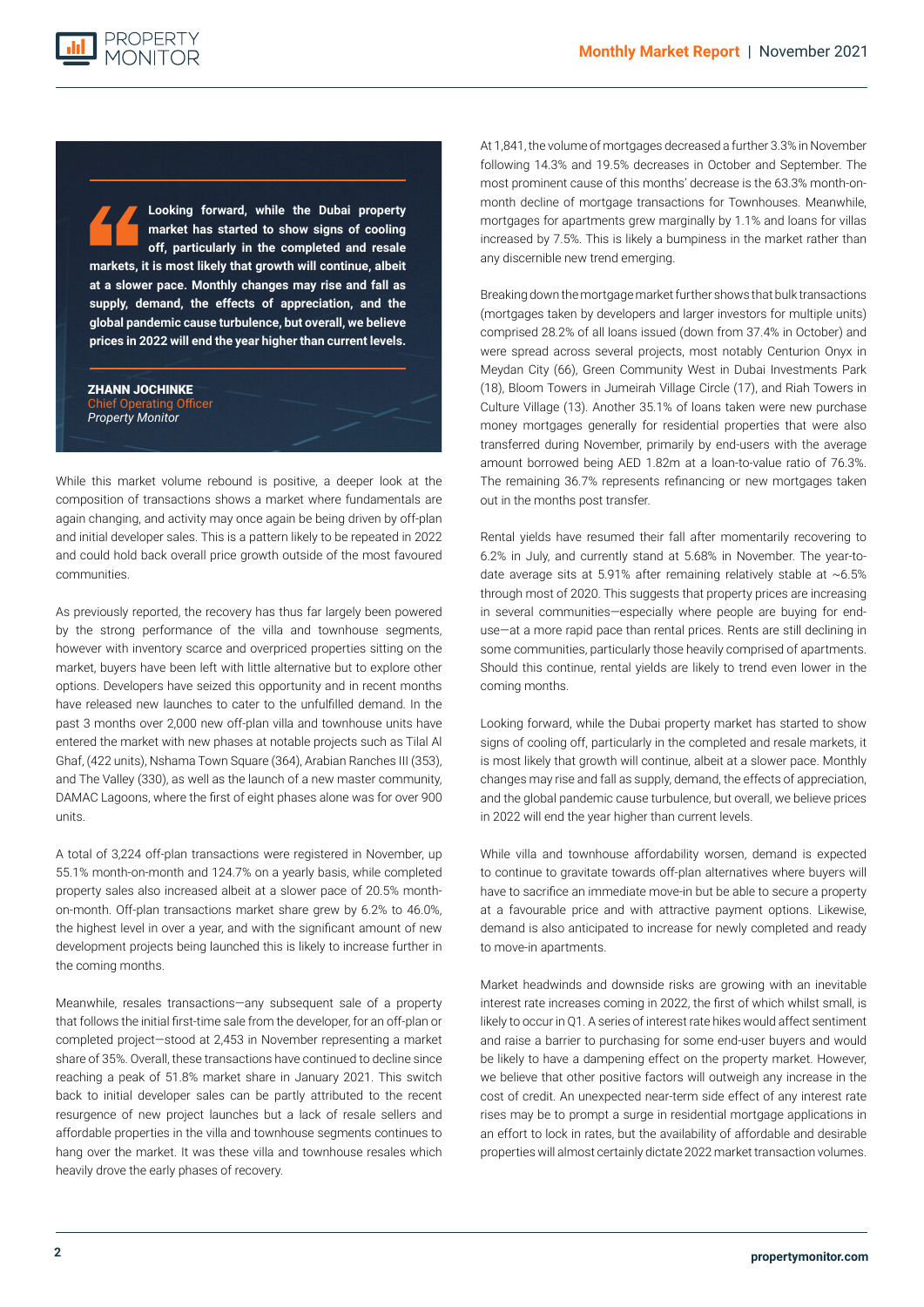> **Looking forward, while the Dubai property market has started to show signs of cooling off, particularly in the completed and resale markets, it is most likely that growth will continue, albeit at a slower pace. Monthly changes may rise and fall as supply, demand, the effects of appreciation, and the global pandemic cause turbulence, but overall, we believe prices in 2022 will end the year higher than current levels.**
>
> **ZHANN JOCHINKE**
> Chief Operating Officer
> *Property Monitor*

While this market volume rebound is positive, a deeper look at the composition of transactions shows a market where fundamentals are again changing, and activity may once again be being driven by off-plan and initial developer sales. This is a pattern likely to be repeated in 2022 and could hold back overall price growth outside of the most favoured communities.

As previously reported, the recovery has thus far largely been powered by the strong performance of the villa and townhouse segments, however with inventory scarce and overpriced properties sitting on the market, buyers have been left with little alternative but to explore other options. Developers have seized this opportunity and in recent months have released new launches to cater to the unfulfilled demand. In the past 3 months over 2,000 new off-plan villa and townhouse units have entered the market with new phases at notable projects such as Tilal Al Ghaf, (422 units), Nshama Town Square (364), Arabian Ranches III (353), and The Valley (330), as well as the launch of a new master community, DAMAC Lagoons, where the first of eight phases alone was for over 900 units.

A total of 3,224 off-plan transactions were registered in November, up 55.1% month-on-month and 124.7% on a yearly basis, while completed property sales also increased albeit at a slower pace of 20.5% month-on-month. Off-plan transactions market share grew by 6.2% to 46.0%, the highest level in over a year, and with the significant amount of new development projects being launched this is likely to increase further in the coming months.

Meanwhile, resales transactions—any subsequent sale of a property that follows the initial first-time sale from the developer, for an off-plan or completed project—stood at 2,453 in November representing a market share of 35%. Overall, these transactions have continued to decline since reaching a peak of 51.8% market share in January 2021. This switch back to initial developer sales can be partly attributed to the recent resurgence of new project launches but a lack of resale sellers and affordable properties in the villa and townhouse segments continues to hang over the market. It was these villa and townhouse resales which heavily drove the early phases of recovery.

At 1,841, the volume of mortgages decreased a further 3.3% in November following 14.3% and 19.5% decreases in October and September. The most prominent cause of this months' decrease is the 63.3% month-on-month decline of mortgage transactions for Townhouses. Meanwhile, mortgages for apartments grew marginally by 1.1% and loans for villas increased by 7.5%. This is likely a bumpiness in the market rather than any discernible new trend emerging.

Breaking down the mortgage market further shows that bulk transactions (mortgages taken by developers and larger investors for multiple units) comprised 28.2% of all loans issued (down from 37.4% in October) and were spread across several projects, most notably Centurion Onyx in Meydan City (66), Green Community West in Dubai Investments Park (18), Bloom Towers in Jumeirah Village Circle (17), and Riah Towers in Culture Village (13). Another 35.1% of loans taken were new purchase money mortgages generally for residential properties that were also transferred during November, primarily by end-users with the average amount borrowed being AED 1.82m at a loan-to-value ratio of 76.3%. The remaining 36.7% represents refinancing or new mortgages taken out in the months post transfer.

Rental yields have resumed their fall after momentarily recovering to 6.2% in July, and currently stand at 5.68% in November. The year-to-date average sits at 5.91% after remaining relatively stable at ~6.5% through most of 2020. This suggests that property prices are increasing in several communities—especially where people are buying for end-use—at a more rapid pace than rental prices. Rents are still declining in some communities, particularly those heavily comprised of apartments. Should this continue, rental yields are likely to trend even lower in the coming months.

Looking forward, while the Dubai property market has started to show signs of cooling off, particularly in the completed and resale markets, it is most likely that growth will continue, albeit at a slower pace. Monthly changes may rise and fall as supply, demand, the effects of appreciation, and the global pandemic cause turbulence, but overall, we believe prices in 2022 will end the year higher than current levels.

While villa and townhouse affordability worsen, demand is expected to continue to gravitate towards off-plan alternatives where buyers will have to sacrifice an immediate move-in but be able to secure a property at a favourable price and with attractive payment options. Likewise, demand is also anticipated to increase for newly completed and ready to move-in apartments.

Market headwinds and downside risks are growing with an inevitable interest rate increases coming in 2022, the first of which whilst small, is likely to occur in Q1. A series of interest rate hikes would affect sentiment and raise a barrier to purchasing for some end-user buyers and would be likely to have a dampening effect on the property market. However, we believe that other positive factors will outweigh any increase in the cost of credit. An unexpected near-term side effect of any interest rate rises may be to prompt a surge in residential mortgage applications in an effort to lock in rates, but the availability of affordable and desirable properties will almost certainly dictate 2022 market transaction volumes.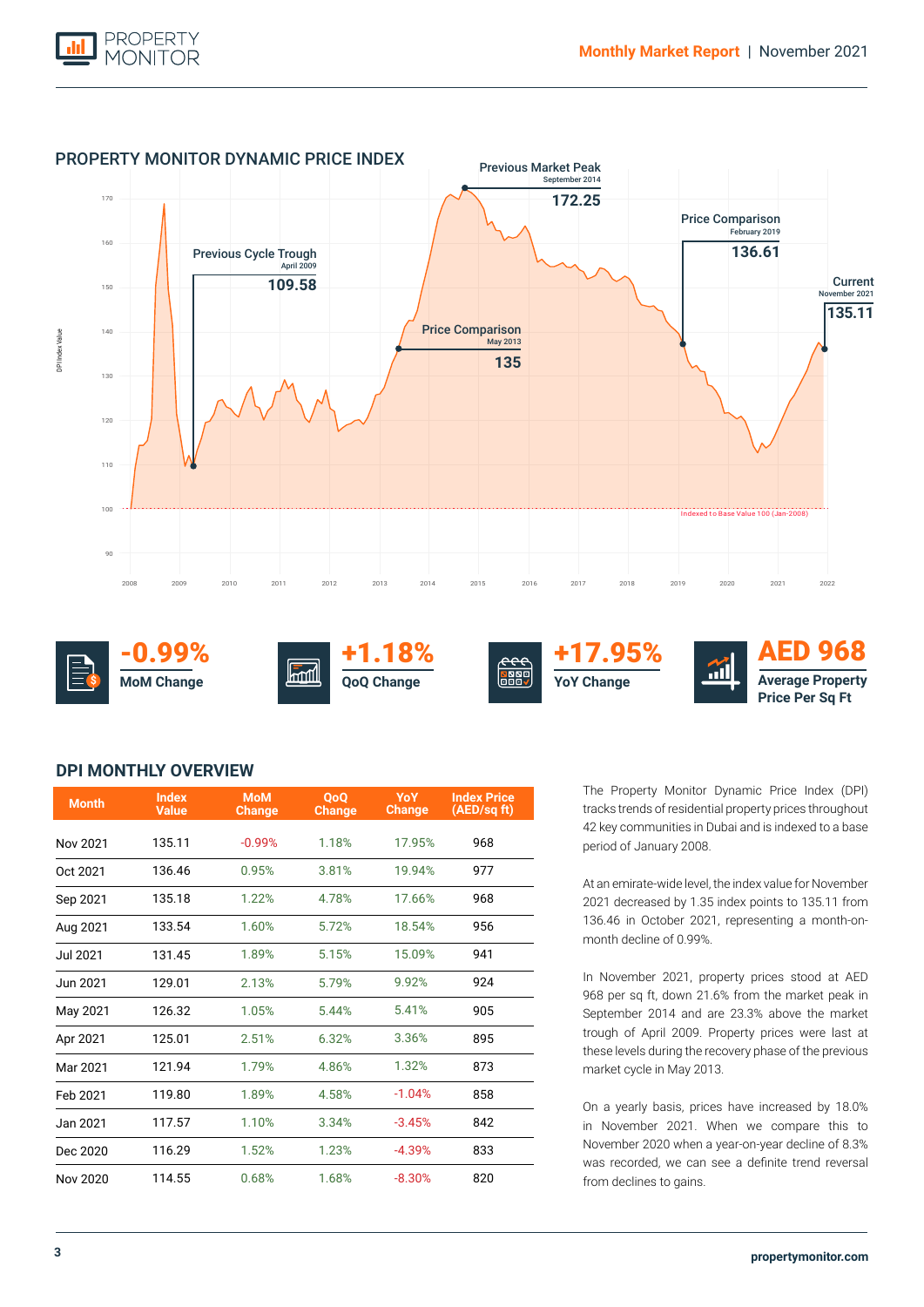## PROPERTY MONITOR DYNAMIC PRICE INDEX

Previous Market Peak
September 2014
172.25

Price Comparison
February 2019
136.61

Previous Cycle Trough
April 2009
109.58

Current
November 2021
135.11

Price Comparison
May 2013
135

Indexed to Base Value 100 (Jan-2008)

**-0.99%** MoM Change

**+1.18%** QoQ Change

**+17.95%** YoY Change

**AED 968** Average Property Price Per Sq Ft

## DPI MONTHLY OVERVIEW

| Month | Index Value | MoM Change | QoQ Change | YoY Change | Index Price (AED/sq ft) |
|---|---|---|---|---|---|
| Nov 2021 | 135.11 | -0.99% | 1.18% | 17.95% | 968 |
| Oct 2021 | 136.46 | 0.95% | 3.81% | 19.94% | 977 |
| Sep 2021 | 135.18 | 1.22% | 4.78% | 17.66% | 968 |
| Aug 2021 | 133.54 | 1.60% | 5.72% | 18.54% | 956 |
| Jul 2021 | 131.45 | 1.89% | 5.15% | 15.09% | 941 |
| Jun 2021 | 129.01 | 2.13% | 5.79% | 9.92% | 924 |
| May 2021 | 126.32 | 1.05% | 5.44% | 5.41% | 905 |
| Apr 2021 | 125.01 | 2.51% | 6.32% | 3.36% | 895 |
| Mar 2021 | 121.94 | 1.79% | 4.86% | 1.32% | 873 |
| Feb 2021 | 119.80 | 1.89% | 4.58% | -1.04% | 858 |
| Jan 2021 | 117.57 | 1.10% | 3.34% | -3.45% | 842 |
| Dec 2020 | 116.29 | 1.52% | 1.23% | -4.39% | 833 |
| Nov 2020 | 114.55 | 0.68% | 1.68% | -8.30% | 820 |

The Property Monitor Dynamic Price Index (DPI) tracks trends of residential property prices throughout 42 key communities in Dubai and is indexed to a base period of January 2008.

At an emirate-wide level, the index value for November 2021 decreased by 1.35 index points to 135.11 from 136.46 in October 2021, representing a month-on-month decline of 0.99%.

In November 2021, property prices stood at AED 968 per sq ft, down 21.6% from the market peak in September 2014 and are 23.3% above the market trough of April 2009. Property prices were last at these levels during the recovery phase of the previous market cycle in May 2013.

On a yearly basis, prices have increased by 18.0% in November 2021. When we compare this to November 2020 when a year-on-year decline of 8.3% was recorded, we can see a definite trend reversal from declines to gains.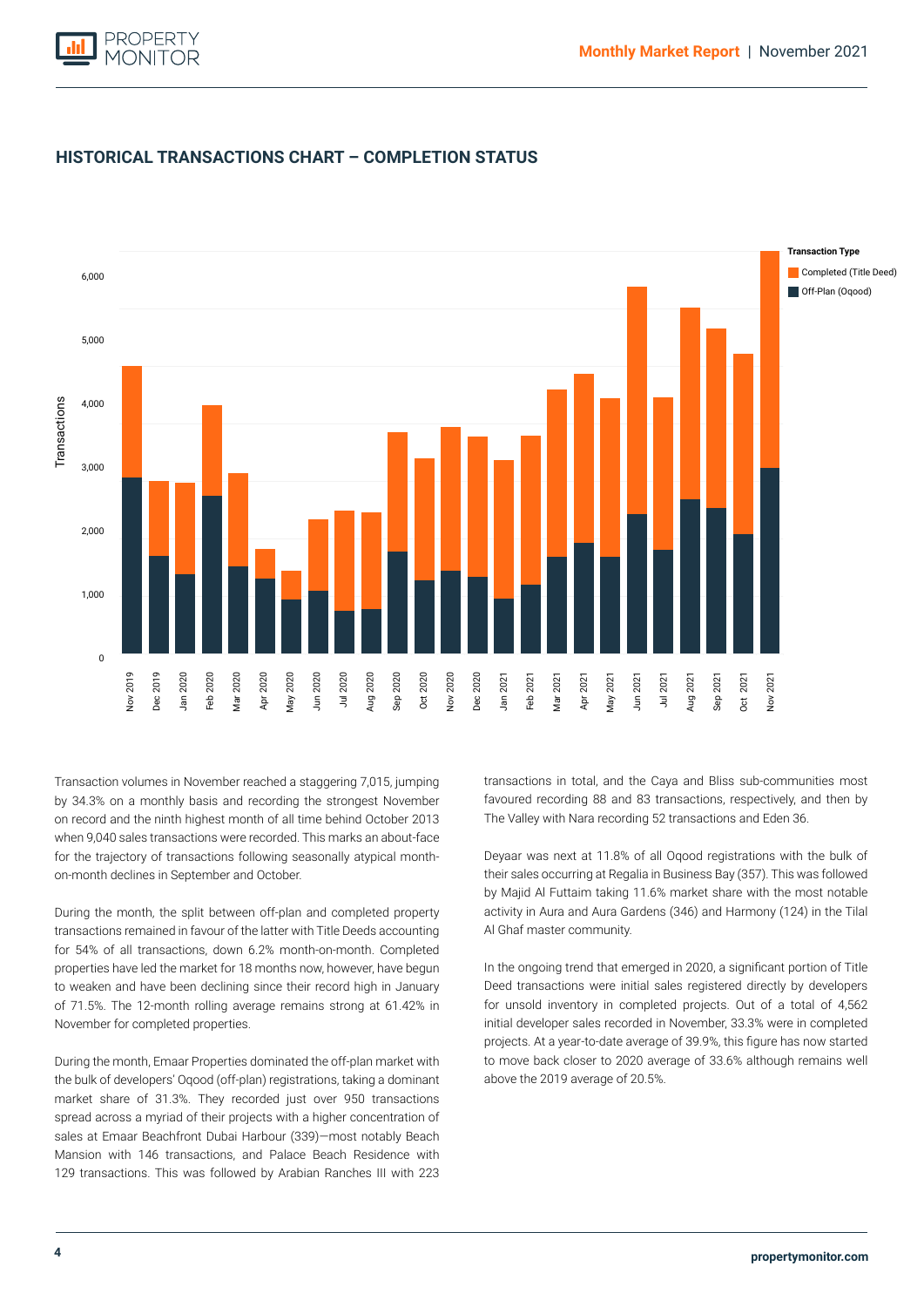## HISTORICAL TRANSACTIONS CHART – COMPLETION STATUS

Transaction volumes in November reached a staggering 7,015, jumping by 34.3% on a monthly basis and recording the strongest November on record and the ninth highest month of all time behind October 2013 when 9,040 sales transactions were recorded. This marks an about-face for the trajectory of transactions following seasonally atypical month-on-month declines in September and October.

During the month, the split between off-plan and completed property transactions remained in favour of the latter with Title Deeds accounting for 54% of all transactions, down 6.2% month-on-month. Completed properties have led the market for 18 months now, however, have begun to weaken and have been declining since their record high in January of 71.5%. The 12-month rolling average remains strong at 61.42% in November for completed properties.

During the month, Emaar Properties dominated the off-plan market with the bulk of developers' Oqood (off-plan) registrations, taking a dominant market share of 31.3%. They recorded just over 950 transactions spread across a myriad of their projects with a higher concentration of sales at Emaar Beachfront Dubai Harbour (339)—most notably Beach Mansion with 146 transactions, and Palace Beach Residence with 129 transactions. This was followed by Arabian Ranches III with 223 transactions in total, and the Caya and Bliss sub-communities most favoured recording 88 and 83 transactions, respectively, and then by The Valley with Nara recording 52 transactions and Eden 36.

Deyaar was next at 11.8% of all Oqood registrations with the bulk of their sales occurring at Regalia in Business Bay (357). This was followed by Majid Al Futtaim taking 11.6% market share with the most notable activity in Aura and Aura Gardens (346) and Harmony (124) in the Tilal Al Ghaf master community.

In the ongoing trend that emerged in 2020, a significant portion of Title Deed transactions were initial sales registered directly by developers for unsold inventory in completed projects. Out of a total of 4,562 initial developer sales recorded in November, 33.3% were in completed projects. At a year-to-date average of 39.9%, this figure has now started to move back closer to 2020 average of 33.6% although remains well above the 2019 average of 20.5%.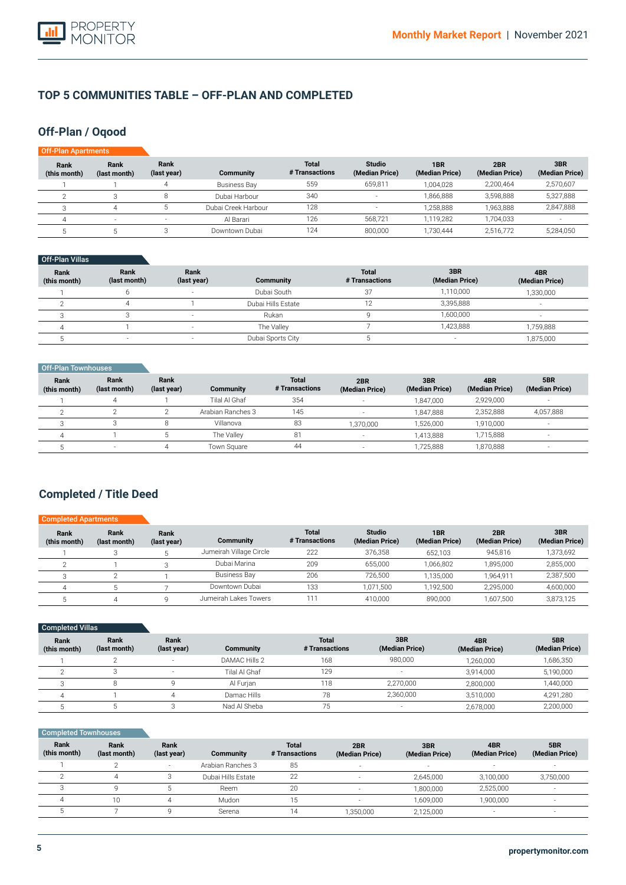## TOP 5 COMMUNITIES TABLE – OFF-PLAN AND COMPLETED

### Off-Plan / Oqood

**Off-Plan Apartments**

| Rank (this month) | Rank (last month) | Rank (last year) | Community | Total # Transactions | Studio (Median Price) | 1BR (Median Price) | 2BR (Median Price) | 3BR (Median Price) |
|---|---|---|---|---|---|---|---|---|
| 1 | 1 | 4 | Business Bay | 559 | 659,811 | 1,004,028 | 2,200,464 | 2,570,607 |
| 2 | 3 | 8 | Dubai Harbour | 340 | - | 1,866,888 | 3,598,888 | 5,327,888 |
| 3 | 4 | 5 | Dubai Creek Harbour | 128 | - | 1,258,888 | 1,963,888 | 2,847,888 |
| 4 | - | - | Al Barari | 126 | 568,721 | 1,119,282 | 1,704,033 | - |
| 5 | 5 | 3 | Downtown Dubai | 124 | 800,000 | 1,730,444 | 2,516,772 | 5,284,050 |

**Off-Plan Villas**

| Rank (this month) | Rank (last month) | Rank (last year) | Community | Total # Transactions | 3BR (Median Price) | 4BR (Median Price) |
|---|---|---|---|---|---|---|
| 1 | 6 | - | Dubai South | 37 | 1,110,000 | 1,330,000 |
| 2 | 4 | 1 | Dubai Hills Estate | 12 | 3,395,888 | - |
| 3 | 3 | - | Rukan | 9 | 1,600,000 | - |
| 4 | 1 | - | The Valley | 7 | 1,423,888 | 1,759,888 |
| 5 | - | - | Dubai Sports City | 5 | - | 1,875,000 |

**Off-Plan Townhouses**

| Rank (this month) | Rank (last month) | Rank (last year) | Community | Total # Transactions | 2BR (Median Price) | 3BR (Median Price) | 4BR (Median Price) | 5BR (Median Price) |
|---|---|---|---|---|---|---|---|---|
| 1 | 4 | 1 | Tilal Al Ghaf | 354 | - | 1,847,000 | 2,929,000 | - |
| 2 | 2 | 2 | Arabian Ranches 3 | 145 | - | 1,847,888 | 2,352,888 | 4,057,888 |
| 3 | 3 | 8 | Villanova | 83 | 1,370,000 | 1,526,000 | 1,910,000 | - |
| 4 | 1 | 5 | The Valley | 81 | - | 1,413,888 | 1,715,888 | - |
| 5 | - | 4 | Town Square | 44 | - | 1,725,888 | 1,870,888 | - |

### Completed / Title Deed

**Completed Apartments**

| Rank (this month) | Rank (last month) | Rank (last year) | Community | Total # Transactions | Studio (Median Price) | 1BR (Median Price) | 2BR (Median Price) | 3BR (Median Price) |
|---|---|---|---|---|---|---|---|---|
| 1 | 3 | 5 | Jumeirah Village Circle | 222 | 376,358 | 652,103 | 945,816 | 1,373,692 |
| 2 | 1 | 3 | Dubai Marina | 209 | 655,000 | 1,066,802 | 1,895,000 | 2,855,000 |
| 3 | 2 | 1 | Business Bay | 206 | 726,500 | 1,135,000 | 1,964,911 | 2,387,500 |
| 4 | 5 | 7 | Downtown Dubai | 133 | 1,071,500 | 1,192,500 | 2,295,000 | 4,600,000 |
| 5 | 4 | 9 | Jumeirah Lakes Towers | 111 | 410,000 | 890,000 | 1,607,500 | 3,873,125 |

**Completed Villas**

| Rank (this month) | Rank (last month) | Rank (last year) | Community | Total # Transactions | 3BR (Median Price) | 4BR (Median Price) | 5BR (Median Price) |
|---|---|---|---|---|---|---|---|
| 1 | 2 | - | DAMAC Hills 2 | 168 | 980,000 | 1,260,000 | 1,686,350 |
| 2 | 3 | - | Tilal Al Ghaf | 129 | - | 3,914,000 | 5,190,000 |
| 3 | 8 | 9 | Al Furjan | 118 | 2,270,000 | 2,800,000 | 1,440,000 |
| 4 | 1 | 4 | Damac Hills | 78 | 2,360,000 | 3,510,000 | 4,291,280 |
| 5 | 5 | 3 | Nad Al Sheba | 75 | - | 2,678,000 | 2,200,000 |

**Completed Townhouses**

| Rank (this month) | Rank (last month) | Rank (last year) | Community | Total # Transactions | 2BR (Median Price) | 3BR (Median Price) | 4BR (Median Price) | 5BR (Median Price) |
|---|---|---|---|---|---|---|---|---|
| 1 | 2 | - | Arabian Ranches 3 | 85 | - | - | - | - |
| 2 | 4 | 3 | Dubai Hills Estate | 22 | - | 2,645,000 | 3,100,000 | 3,750,000 |
| 3 | 9 | 5 | Reem | 20 | - | 1,800,000 | 2,525,000 | - |
| 4 | 10 | 4 | Mudon | 15 | - | 1,609,000 | 1,900,000 | - |
| 5 | 7 | 9 | Serena | 14 | 1,350,000 | 2,125,000 | - | - |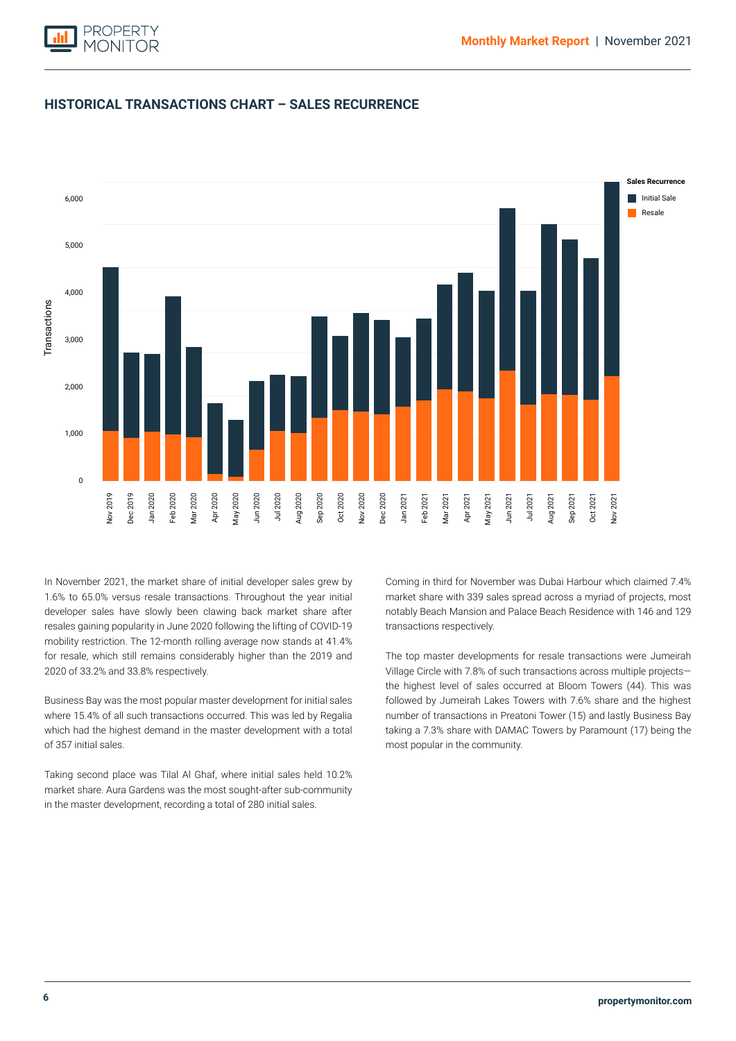## HISTORICAL TRANSACTIONS CHART – SALES RECURRENCE

In November 2021, the market share of initial developer sales grew by 1.6% to 65.0% versus resale transactions. Throughout the year initial developer sales have slowly been clawing back market share after resales gaining popularity in June 2020 following the lifting of COVID-19 mobility restriction. The 12-month rolling average now stands at 41.4% for resale, which still remains considerably higher than the 2019 and 2020 of 33.2% and 33.8% respectively.

Business Bay was the most popular master development for initial sales where 15.4% of all such transactions occurred. This was led by Regalia which had the highest demand in the master development with a total of 357 initial sales.

Taking second place was Tilal Al Ghaf, where initial sales held 10.2% market share. Aura Gardens was the most sought-after sub-community in the master development, recording a total of 280 initial sales.

Coming in third for November was Dubai Harbour which claimed 7.4% market share with 339 sales spread across a myriad of projects, most notably Beach Mansion and Palace Beach Residence with 146 and 129 transactions respectively.

The top master developments for resale transactions were Jumeirah Village Circle with 7.8% of such transactions across multiple projects—the highest level of sales occurred at Bloom Towers (44). This was followed by Jumeirah Lakes Towers with 7.6% share and the highest number of transactions in Preatoni Tower (15) and lastly Business Bay taking a 7.3% share with DAMAC Towers by Paramount (17) being the most popular in the community.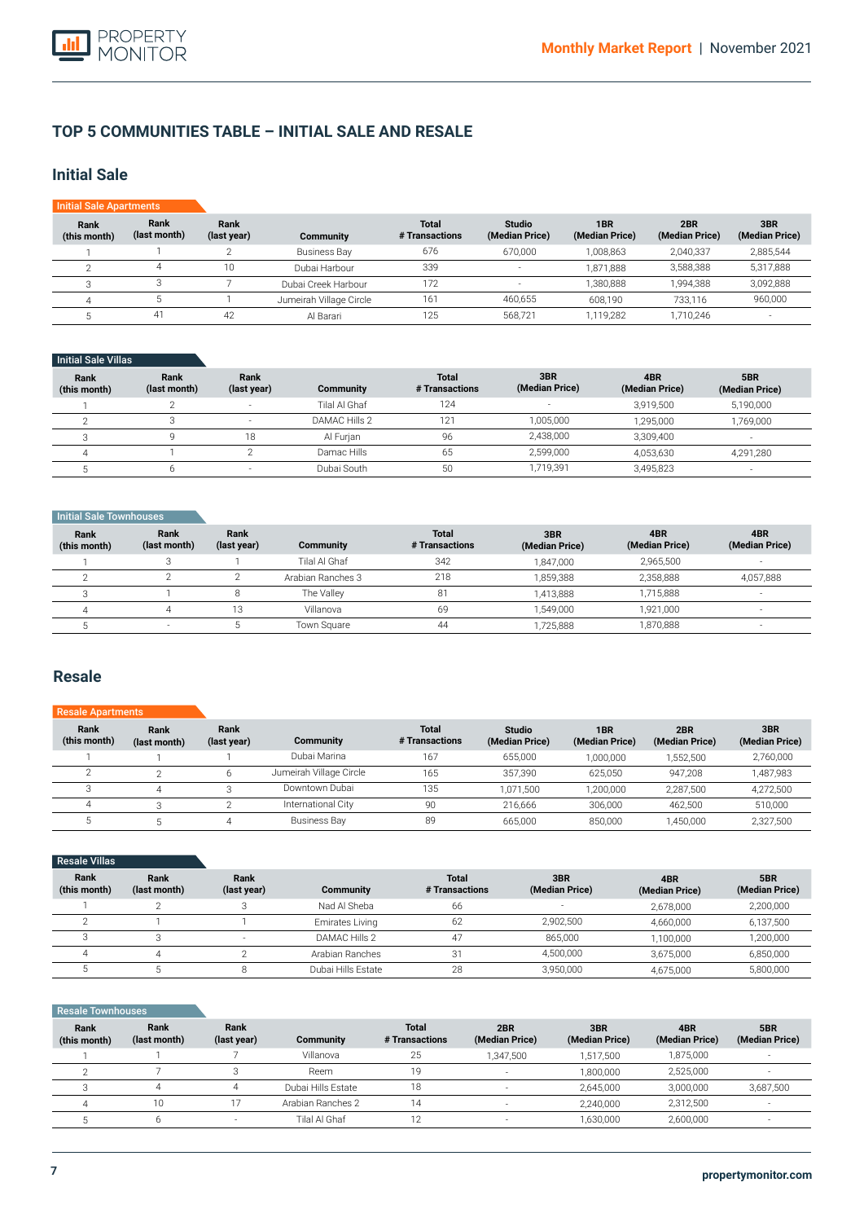## TOP 5 COMMUNITIES TABLE – INITIAL SALE AND RESALE

### Initial Sale

**Initial Sale Apartments**

| Rank (this month) | Rank (last month) | Rank (last year) | Community | Total # Transactions | Studio (Median Price) | 1BR (Median Price) | 2BR (Median Price) | 3BR (Median Price) |
|---|---|---|---|---|---|---|---|---|
| 1 | 1 | 2 | Business Bay | 676 | 670,000 | 1,008,863 | 2,040,337 | 2,885,544 |
| 2 | 4 | 10 | Dubai Harbour | 339 | - | 1,871,888 | 3,588,388 | 5,317,888 |
| 3 | 3 | 7 | Dubai Creek Harbour | 172 | - | 1,380,888 | 1,994,388 | 3,092,888 |
| 4 | 5 | 1 | Jumeirah Village Circle | 161 | 460,655 | 608,190 | 733,116 | 960,000 |
| 5 | 41 | 42 | Al Barari | 125 | 568,721 | 1,119,282 | 1,710,246 | - |

**Initial Sale Villas**

| Rank (this month) | Rank (last month) | Rank (last year) | Community | Total # Transactions | 3BR (Median Price) | 4BR (Median Price) | 5BR (Median Price) |
|---|---|---|---|---|---|---|---|
| 1 | 2 | - | Tilal Al Ghaf | 124 | - | 3,919,500 | 5,190,000 |
| 2 | 3 | - | DAMAC Hills 2 | 121 | 1,005,000 | 1,295,000 | 1,769,000 |
| 3 | 9 | 18 | Al Furjan | 96 | 2,438,000 | 3,309,400 | - |
| 4 | 1 | 2 | Damac Hills | 65 | 2,599,000 | 4,053,630 | 4,291,280 |
| 5 | 6 | - | Dubai South | 50 | 1,719,391 | 3,495,823 | - |

**Initial Sale Townhouses**

| Rank (this month) | Rank (last month) | Rank (last year) | Community | Total # Transactions | 3BR (Median Price) | 4BR (Median Price) | 4BR (Median Price) |
|---|---|---|---|---|---|---|---|
| 1 | 3 | 1 | Tilal Al Ghaf | 342 | 1,847,000 | 2,965,500 | - |
| 2 | 2 | 2 | Arabian Ranches 3 | 218 | 1,859,388 | 2,358,888 | 4,057,888 |
| 3 | 1 | 8 | The Valley | 81 | 1,413,888 | 1,715,888 | - |
| 4 | 4 | 13 | Villanova | 69 | 1,549,000 | 1,921,000 | - |
| 5 | - | 5 | Town Square | 44 | 1,725,888 | 1,870,888 | - |

### Resale

**Resale Apartments**

| Rank (this month) | Rank (last month) | Rank (last year) | Community | Total # Transactions | Studio (Median Price) | 1BR (Median Price) | 2BR (Median Price) | 3BR (Median Price) |
|---|---|---|---|---|---|---|---|---|
| 1 | 1 | 1 | Dubai Marina | 167 | 655,000 | 1,000,000 | 1,552,500 | 2,760,000 |
| 2 | 2 | 6 | Jumeirah Village Circle | 165 | 357,390 | 625,050 | 947,208 | 1,487,983 |
| 3 | 4 | 3 | Downtown Dubai | 135 | 1,071,500 | 1,200,000 | 2,287,500 | 4,272,500 |
| 4 | 3 | 2 | International City | 90 | 216,666 | 306,000 | 462,500 | 510,000 |
| 5 | 5 | 4 | Business Bay | 89 | 665,000 | 850,000 | 1,450,000 | 2,327,500 |

**Resale Villas**

| Rank (this month) | Rank (last month) | Rank (last year) | Community | Total # Transactions | 3BR (Median Price) | 4BR (Median Price) | 5BR (Median Price) |
|---|---|---|---|---|---|---|---|
| 1 | 2 | 3 | Nad Al Sheba | 66 | - | 2,678,000 | 2,200,000 |
| 2 | 1 | 1 | Emirates Living | 62 | 2,902,500 | 4,660,000 | 6,137,500 |
| 3 | 3 | - | DAMAC Hills 2 | 47 | 865,000 | 1,100,000 | 1,200,000 |
| 4 | 4 | 2 | Arabian Ranches | 31 | 4,500,000 | 3,675,000 | 6,850,000 |
| 5 | 5 | 8 | Dubai Hills Estate | 28 | 3,950,000 | 4,675,000 | 5,800,000 |

**Resale Townhouses**

| Rank (this month) | Rank (last month) | Rank (last year) | Community | Total # Transactions | 2BR (Median Price) | 3BR (Median Price) | 4BR (Median Price) | 5BR (Median Price) |
|---|---|---|---|---|---|---|---|---|
| 1 | 1 | 7 | Villanova | 25 | 1,347,500 | 1,517,500 | 1,875,000 | - |
| 2 | 7 | 3 | Reem | 19 | - | 1,800,000 | 2,525,000 | - |
| 3 | 4 | 4 | Dubai Hills Estate | 18 | - | 2,645,000 | 3,000,000 | 3,687,500 |
| 4 | 10 | 17 | Arabian Ranches 2 | 14 | - | 2,240,000 | 2,312,500 | - |
| 5 | 6 | - | Tilal Al Ghaf | 12 | - | 1,630,000 | 2,600,000 | - |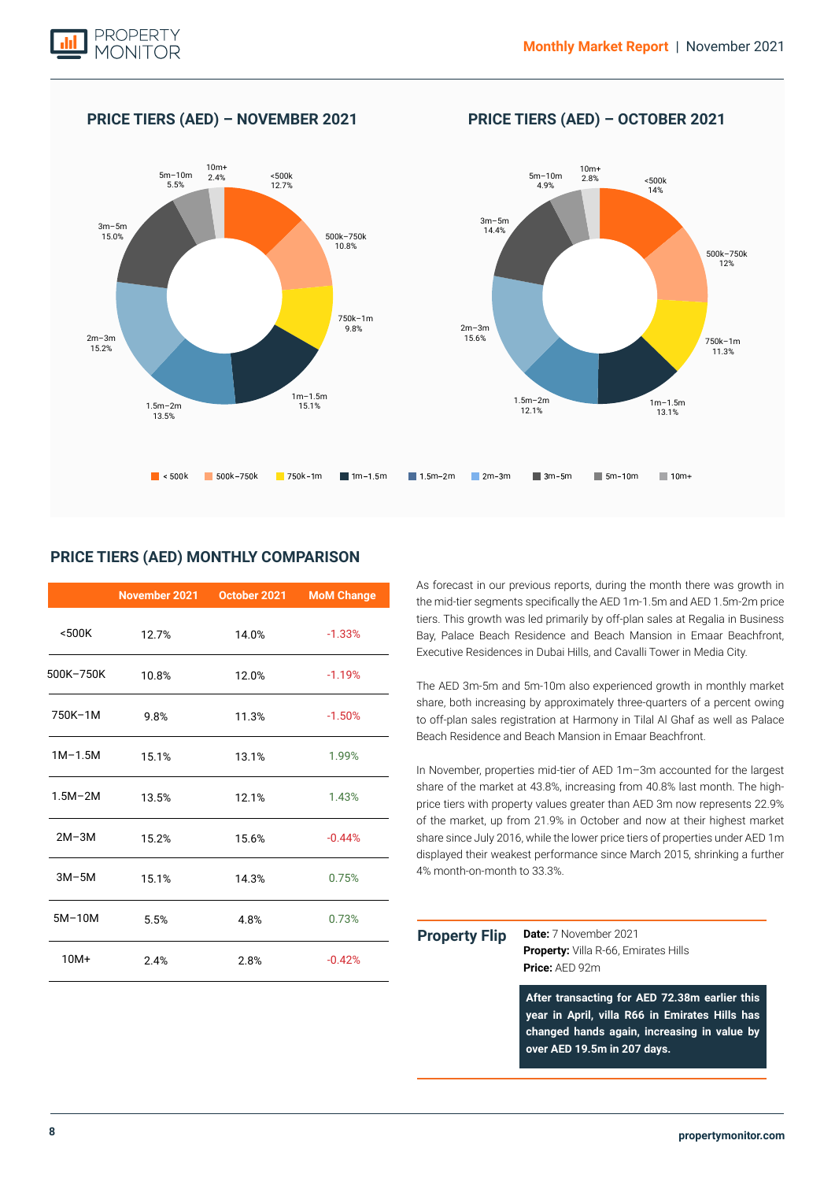## PRICE TIERS (AED) – NOVEMBER 2021

<500k 12.7%
500k–750k 10.8%
750k–1m 9.8%
1m–1.5m 15.1%
1.5m–2m 13.5%
2m–3m 15.2%
3m–5m 15.0%
5m–10m 5.5%
10m+ 2.4%

## PRICE TIERS (AED) – OCTOBER 2021

<500k 14%
500k–750k 12%
750k–1m 11.3%
1m–1.5m 13.1%
1.5m–2m 12.1%
2m–3m 15.6%
3m–5m 14.4%
5m–10m 4.9%
10m+ 2.8%

< 500k | 500k–750k | 750k–1m | 1m–1.5m | 1.5m–2m | 2m–3m | 3m–5m | 5m–10m | 10m+

## PRICE TIERS (AED) MONTHLY COMPARISON

| | November 2021 | October 2021 | MoM Change |
|---|---|---|---|
| <500K | 12.7% | 14.0% | -1.33% |
| 500K–750K | 10.8% | 12.0% | -1.19% |
| 750K–1M | 9.8% | 11.3% | -1.50% |
| 1M–1.5M | 15.1% | 13.1% | 1.99% |
| 1.5M–2M | 13.5% | 12.1% | 1.43% |
| 2M–3M | 15.2% | 15.6% | -0.44% |
| 3M–5M | 15.1% | 14.3% | 0.75% |
| 5M–10M | 5.5% | 4.8% | 0.73% |
| 10M+ | 2.4% | 2.8% | -0.42% |

As forecast in our previous reports, during the month there was growth in the mid-tier segments specifically the AED 1m-1.5m and AED 1.5m-2m price tiers. This growth was led primarily by off-plan sales at Regalia in Business Bay, Palace Beach Residence and Beach Mansion in Emaar Beachfront, Executive Residences in Dubai Hills, and Cavalli Tower in Media City.

The AED 3m-5m and 5m-10m also experienced growth in monthly market share, both increasing by approximately three-quarters of a percent owing to off-plan sales registration at Harmony in Tilal Al Ghaf as well as Palace Beach Residence and Beach Mansion in Emaar Beachfront.

In November, properties mid-tier of AED 1m–3m accounted for the largest share of the market at 43.8%, increasing from 40.8% last month. The high-price tiers with property values greater than AED 3m now represents 22.9% of the market, up from 21.9% in October and now at their highest market share since July 2016, while the lower price tiers of properties under AED 1m displayed their weakest performance since March 2015, shrinking a further 4% month-on-month to 33.3%.

### Property Flip

**Date:** 7 November 2021
**Property:** Villa R-66, Emirates Hills
**Price:** AED 92m

**After transacting for AED 72.38m earlier this year in April, villa R66 in Emirates Hills has changed hands again, increasing in value by over AED 19.5m in 207 days.**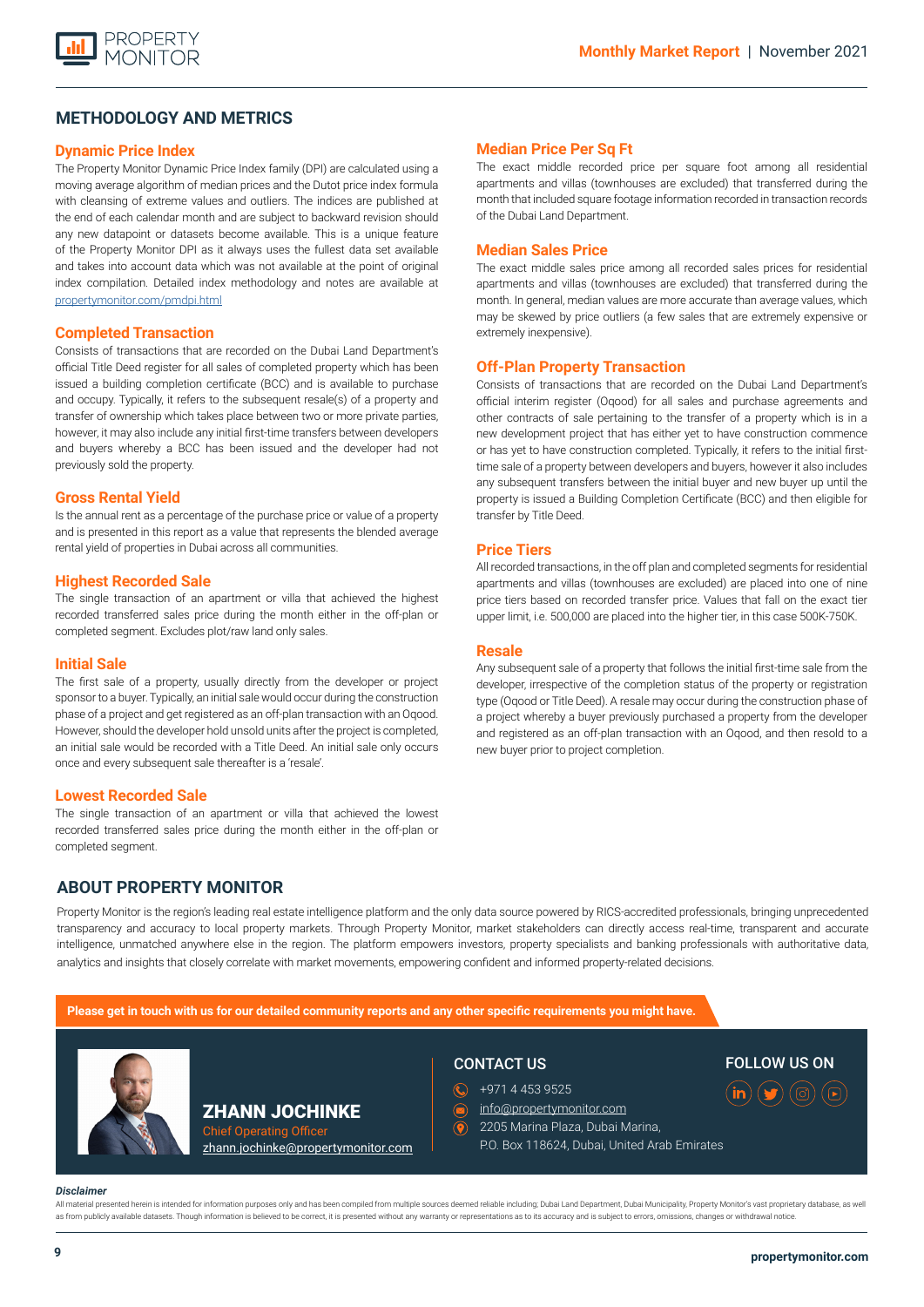## METHODOLOGY AND METRICS

### Dynamic Price Index

The Property Monitor Dynamic Price Index family (DPI) are calculated using a moving average algorithm of median prices and the Dutot price index formula with cleansing of extreme values and outliers. The indices are published at the end of each calendar month and are subject to backward revision should any new datapoint or datasets become available. This is a unique feature of the Property Monitor DPI as it always uses the fullest data set available and takes into account data which was not available at the point of original index compilation. Detailed index methodology and notes are available at propertymonitor.com/pmdpi.html

### Completed Transaction

Consists of transactions that are recorded on the Dubai Land Department's official Title Deed register for all sales of completed property which has been issued a building completion certificate (BCC) and is available to purchase and occupy. Typically, it refers to the subsequent resale(s) of a property and transfer of ownership which takes place between two or more private parties, however, it may also include any initial first-time transfers between developers and buyers whereby a BCC has been issued and the developer had not previously sold the property.

### Gross Rental Yield

Is the annual rent as a percentage of the purchase price or value of a property and is presented in this report as a value that represents the blended average rental yield of properties in Dubai across all communities.

### Highest Recorded Sale

The single transaction of an apartment or villa that achieved the highest recorded transferred sales price during the month either in the off-plan or completed segment. Excludes plot/raw land only sales.

### Initial Sale

The first sale of a property, usually directly from the developer or project sponsor to a buyer. Typically, an initial sale would occur during the construction phase of a project and get registered as an off-plan transaction with an Oqood. However, should the developer hold unsold units after the project is completed, an initial sale would be recorded with a Title Deed. An initial sale only occurs once and every subsequent sale thereafter is a 'resale'.

### Lowest Recorded Sale

The single transaction of an apartment or villa that achieved the lowest recorded transferred sales price during the month either in the off-plan or completed segment.

### Median Price Per Sq Ft

The exact middle recorded price per square foot among all residential apartments and villas (townhouses are excluded) that transferred during the month that included square footage information recorded in transaction records of the Dubai Land Department.

### Median Sales Price

The exact middle sales price among all recorded sales prices for residential apartments and villas (townhouses are excluded) that transferred during the month. In general, median values are more accurate than average values, which may be skewed by price outliers (a few sales that are extremely expensive or extremely inexpensive).

### Off-Plan Property Transaction

Consists of transactions that are recorded on the Dubai Land Department's official interim register (Oqood) for all sales and purchase agreements and other contracts of sale pertaining to the transfer of a property which is in a new development project that has either yet to have construction commence or has yet to have construction completed. Typically, it refers to the initial first-time sale of a property between developers and buyers, however it also includes any subsequent transfers between the initial buyer and new buyer up until the property is issued a Building Completion Certificate (BCC) and then eligible for transfer by Title Deed.

### Price Tiers

All recorded transactions, in the off plan and completed segments for residential apartments and villas (townhouses are excluded) are placed into one of nine price tiers based on recorded transfer price. Values that fall on the exact tier upper limit, i.e. 500,000 are placed into the higher tier, in this case 500K-750K.

### Resale

Any subsequent sale of a property that follows the initial first-time sale from the developer, irrespective of the completion status of the property or registration type (Oqood or Title Deed). A resale may occur during the construction phase of a project whereby a buyer previously purchased a property from the developer and registered as an off-plan transaction with an Oqood, and then resold to a new buyer prior to project completion.

## ABOUT PROPERTY MONITOR

Property Monitor is the region's leading real estate intelligence platform and the only data source powered by RICS-accredited professionals, bringing unprecedented transparency and accuracy to local property markets. Through Property Monitor, market stakeholders can directly access real-time, transparent and accurate intelligence, unmatched anywhere else in the region. The platform empowers investors, property specialists and banking professionals with authoritative data, analytics and insights that closely correlate with market movements, empowering confident and informed property-related decisions.

**Please get in touch with us for our detailed community reports and any other specific requirements you might have.**

**ZHANN JOCHINKE**
Chief Operating Officer
zhann.jochinke@propertymonitor.com

### CONTACT US

+971 4 453 9525
info@propertymonitor.com
2205 Marina Plaza, Dubai Marina,
P.O. Box 118624, Dubai, United Arab Emirates

### FOLLOW US ON

***Disclaimer***

All material presented herein is intended for information purposes only and has been compiled from multiple sources deemed reliable including; Dubai Land Department, Dubai Municipality, Property Monitor's vast proprietary database, as well as from publicly available datasets. Though information is believed to be correct, it is presented without any warranty or representations as to its accuracy and is subject to errors, omissions, changes or withdrawal notice.